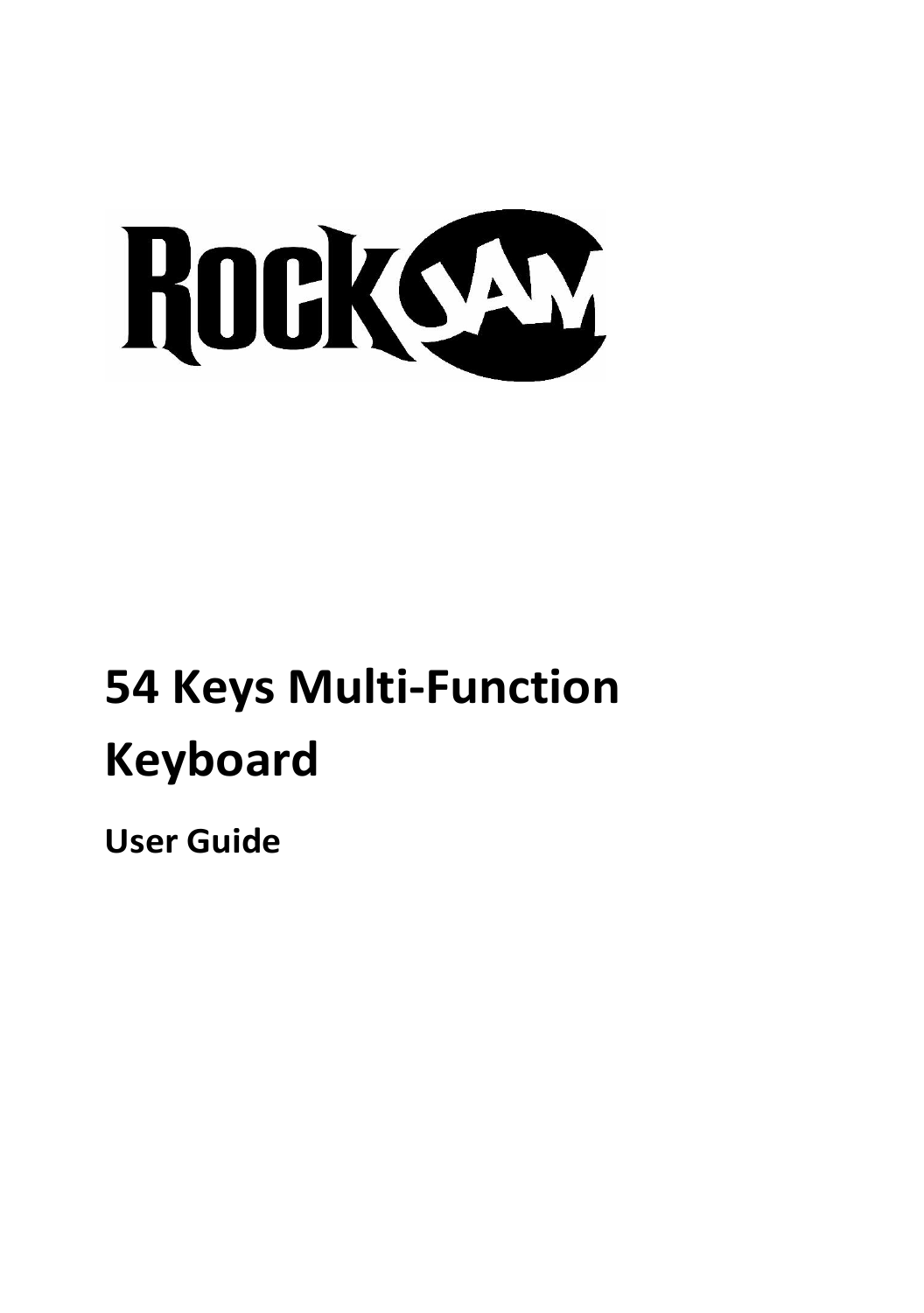RockJam

# 54 Keys Multi-Function Keyboard

## User Guide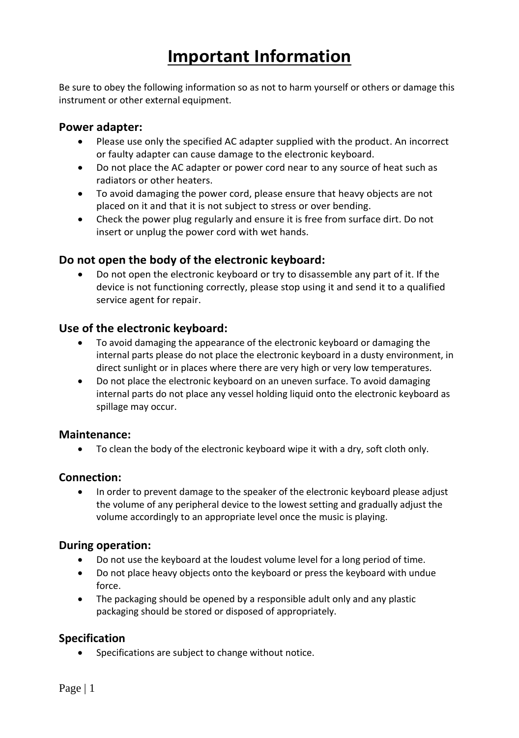# Important Information

Be sure to obey the following information so as not to harm yourself or others or damage this instrument or other external equipment.

### Power adapter:

- Please use only the specified AC adapter supplied with the product. An incorrect or faulty adapter can cause damage to the electronic keyboard.
- Do not place the AC adapter or power cord near to any source of heat such as radiators or other heaters.
- To avoid damaging the power cord, please ensure that heavy objects are not placed on it and that it is not subject to stress or over bending.
- Check the power plug regularly and ensure it is free from surface dirt. Do not insert or unplug the power cord with wet hands.

### Do not open the body of the electronic keyboard:

- Do not open the electronic keyboard or try to disassemble any part of it. If the device is not functioning correctly, please stop using it and send it to a qualified service agent for repair.

### Use of the electronic keyboard:

- To avoid damaging the appearance of the electronic keyboard or damaging the internal parts please do not place the electronic keyboard in a dusty environment, in direct sunlight or in places where there are very high or very low temperatures.
- Do not place the electronic keyboard on an uneven surface. To avoid damaging internal parts do not place any vessel holding liquid onto the electronic keyboard as spillage may occur.

### Maintenance:

- To clean the body of the electronic keyboard wipe it with a dry, soft cloth only.

### Connection:

- In order to prevent damage to the speaker of the electronic keyboard please adjust the volume of any peripheral device to the lowest setting and gradually adjust the volume accordingly to an appropriate level once the music is playing.

### During operation:

- Do not use the keyboard at the loudest volume level for a long period of time.
- Do not place heavy objects onto the keyboard or press the keyboard with undue force.
- The packaging should be opened by a responsible adult only and any plastic packaging should be stored or disposed of appropriately.

### Specification

- Specifications are subject to change without notice.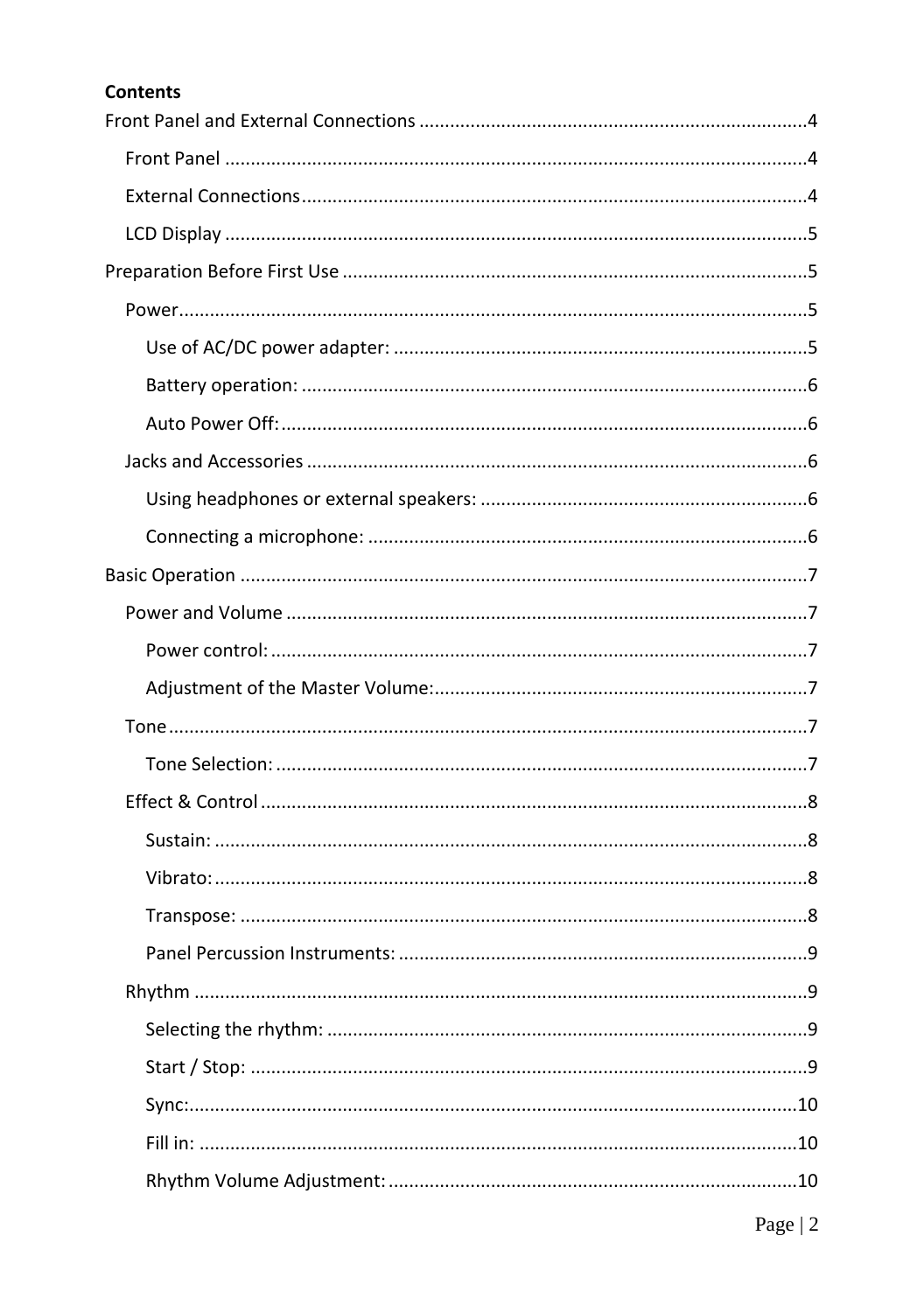**Contents**

Front Panel and External Connections ....................................................................4

- Front Panel ....................................................................4
- External Connections ....................................................................4
- LCD Display ....................................................................5

Preparation Before First Use ....................................................................5

- Power ....................................................................5
  - Use of AC/DC power adapter: ....................................................................5
  - Battery operation: ....................................................................6
  - Auto Power Off: ....................................................................6
- Jacks and Accessories ....................................................................6
  - Using headphones or external speakers: ....................................................................6
  - Connecting a microphone: ....................................................................6

Basic Operation ....................................................................7

- Power and Volume ....................................................................7
  - Power control: ....................................................................7
  - Adjustment of the Master Volume: ....................................................................7
- Tone ....................................................................7
  - Tone Selection: ....................................................................7
- Effect & Control ....................................................................8
  - Sustain: ....................................................................8
  - Vibrato: ....................................................................8
  - Transpose: ....................................................................8
  - Panel Percussion Instruments: ....................................................................9
- Rhythm ....................................................................9
  - Selecting the rhythm: ....................................................................9
  - Start / Stop: ....................................................................9
  - Sync: ....................................................................10
  - Fill in: ....................................................................10
  - Rhythm Volume Adjustment: ....................................................................10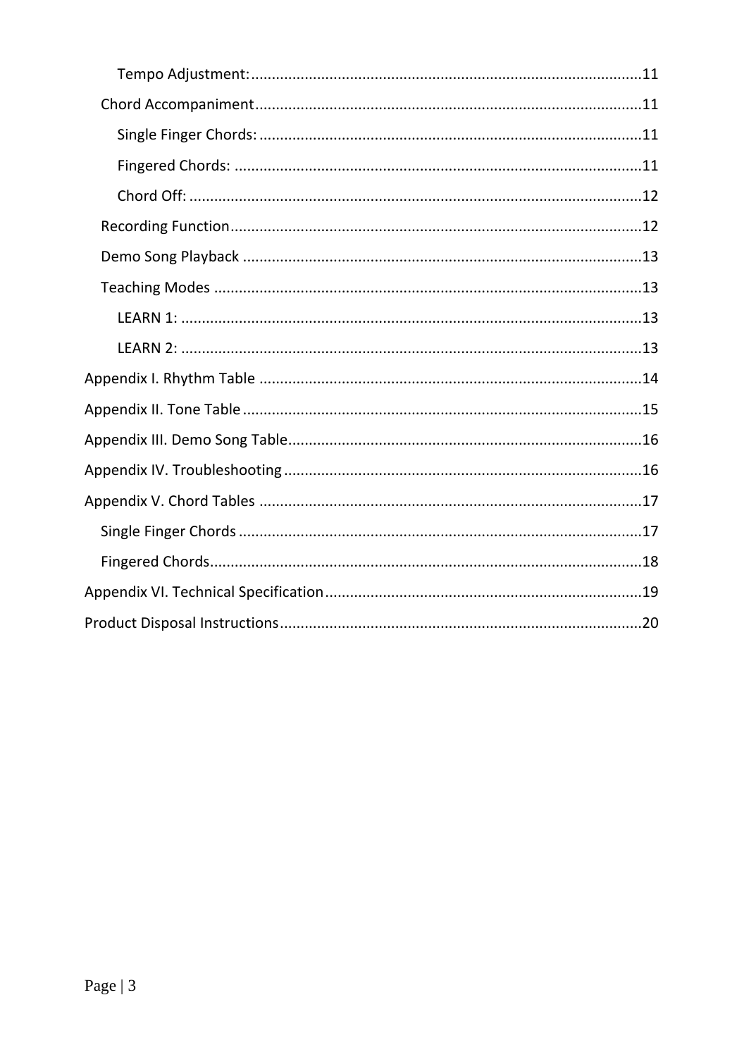- Tempo Adjustment: ....11
- Chord Accompaniment ....11
  - Single Finger Chords: ....11
  - Fingered Chords: ....11
  - Chord Off: ....12
- Recording Function ....12
- Demo Song Playback ....13
- Teaching Modes ....13
  - LEARN 1: ....13
  - LEARN 2: ....13

Appendix I. Rhythm Table ....14

Appendix II. Tone Table ....15

Appendix III. Demo Song Table ....16

Appendix IV. Troubleshooting ....16

Appendix V. Chord Tables ....17

- Single Finger Chords ....17
- Fingered Chords ....18

Appendix VI. Technical Specification ....19

Product Disposal Instructions ....20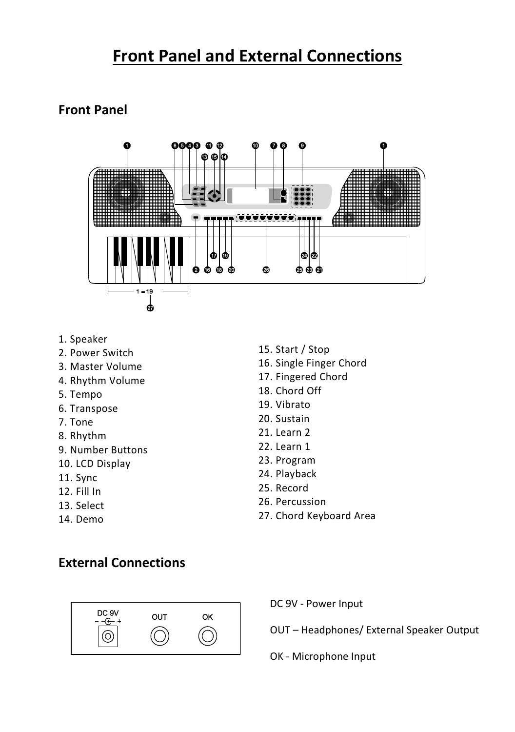# Front Panel and External Connections

## Front Panel

1. Speaker
2. Power Switch
3. Master Volume
4. Rhythm Volume
5. Tempo
6. Transpose
7. Tone
8. Rhythm
9. Number Buttons
10. LCD Display
11. Sync
12. Fill In
13. Select
14. Demo
15. Start / Stop
16. Single Finger Chord
17. Fingered Chord
18. Chord Off
19. Vibrato
20. Sustain
21. Learn 2
22. Learn 1
23. Program
24. Playback
25. Record
26. Percussion
27. Chord Keyboard Area

## External Connections

DC 9V - Power Input

OUT – Headphones/ External Speaker Output

OK - Microphone Input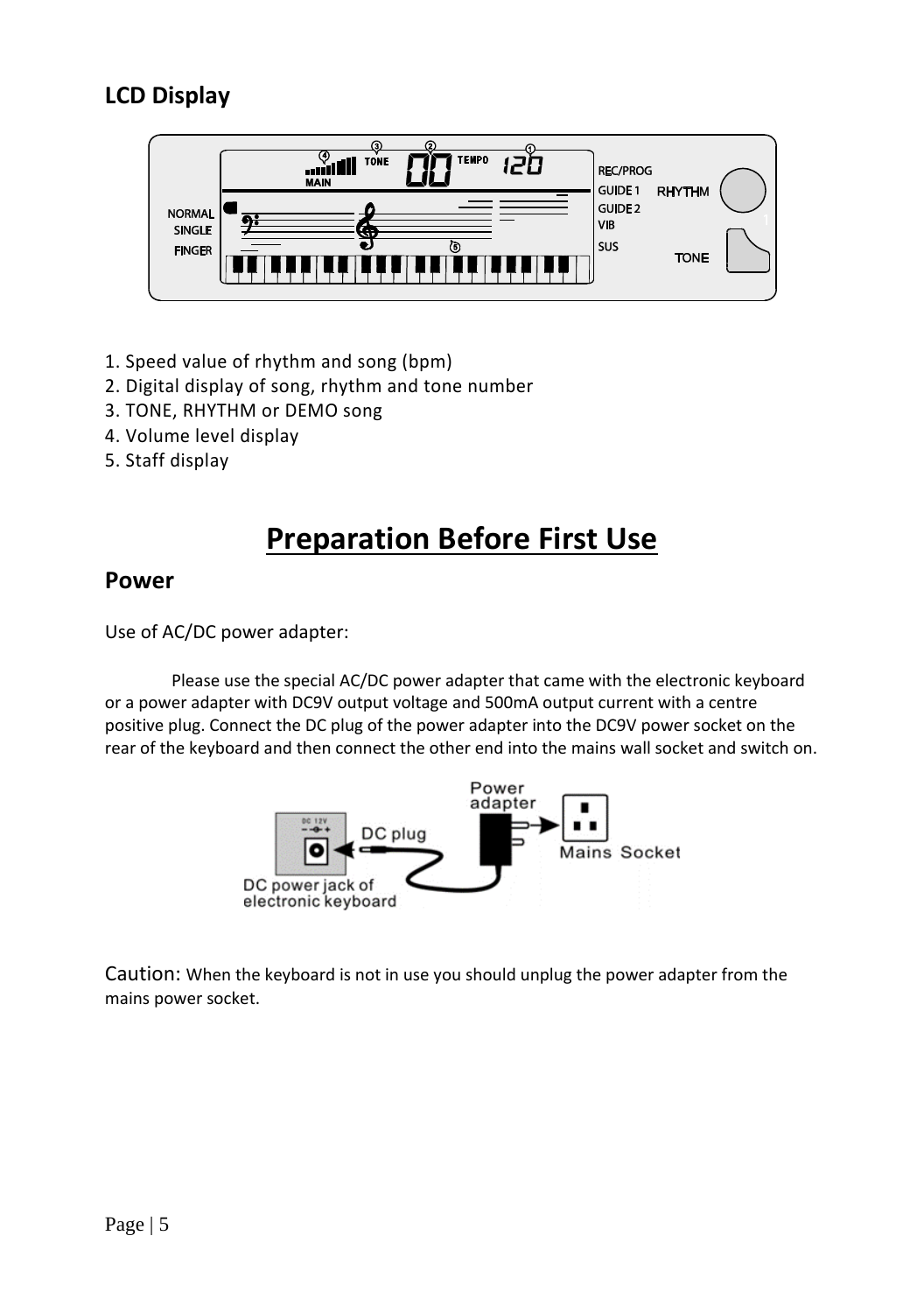## LCD Display

1. Speed value of rhythm and song (bpm)
2. Digital display of song, rhythm and tone number
3. TONE, RHYTHM or DEMO song
4. Volume level display
5. Staff display

# Preparation Before First Use

## Power

Use of AC/DC power adapter:

Please use the special AC/DC power adapter that came with the electronic keyboard or a power adapter with DC9V output voltage and 500mA output current with a centre positive plug. Connect the DC plug of the power adapter into the DC9V power socket on the rear of the keyboard and then connect the other end into the mains wall socket and switch on.

Caution: When the keyboard is not in use you should unplug the power adapter from the mains power socket.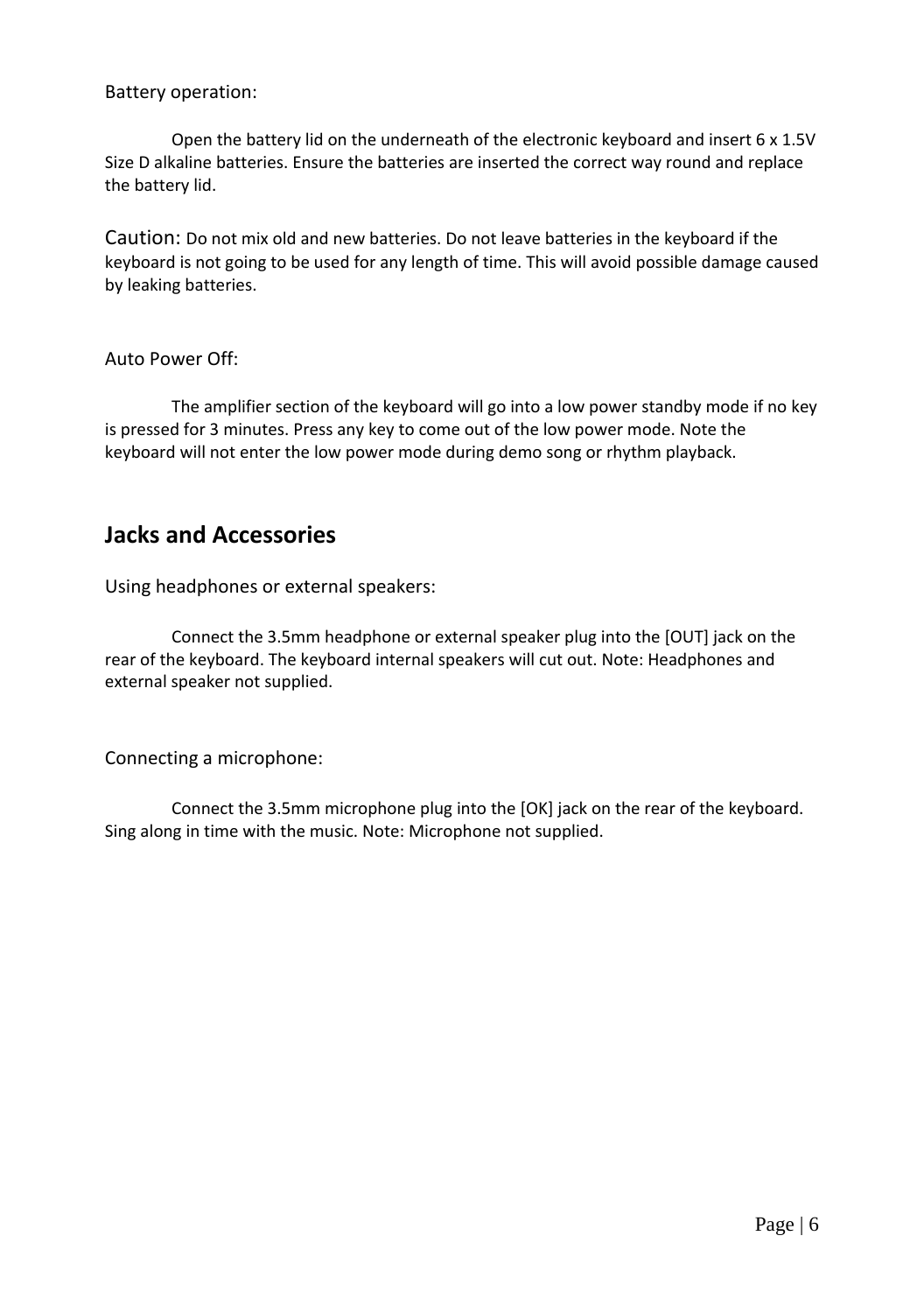Battery operation:

Open the battery lid on the underneath of the electronic keyboard and insert 6 x 1.5V Size D alkaline batteries. Ensure the batteries are inserted the correct way round and replace the battery lid.

Caution: Do not mix old and new batteries. Do not leave batteries in the keyboard if the keyboard is not going to be used for any length of time. This will avoid possible damage caused by leaking batteries.

Auto Power Off:

The amplifier section of the keyboard will go into a low power standby mode if no key is pressed for 3 minutes. Press any key to come out of the low power mode. Note the keyboard will not enter the low power mode during demo song or rhythm playback.

## Jacks and Accessories

Using headphones or external speakers:

Connect the 3.5mm headphone or external speaker plug into the [OUT] jack on the rear of the keyboard. The keyboard internal speakers will cut out. Note: Headphones and external speaker not supplied.

Connecting a microphone:

Connect the 3.5mm microphone plug into the [OK] jack on the rear of the keyboard. Sing along in time with the music. Note: Microphone not supplied.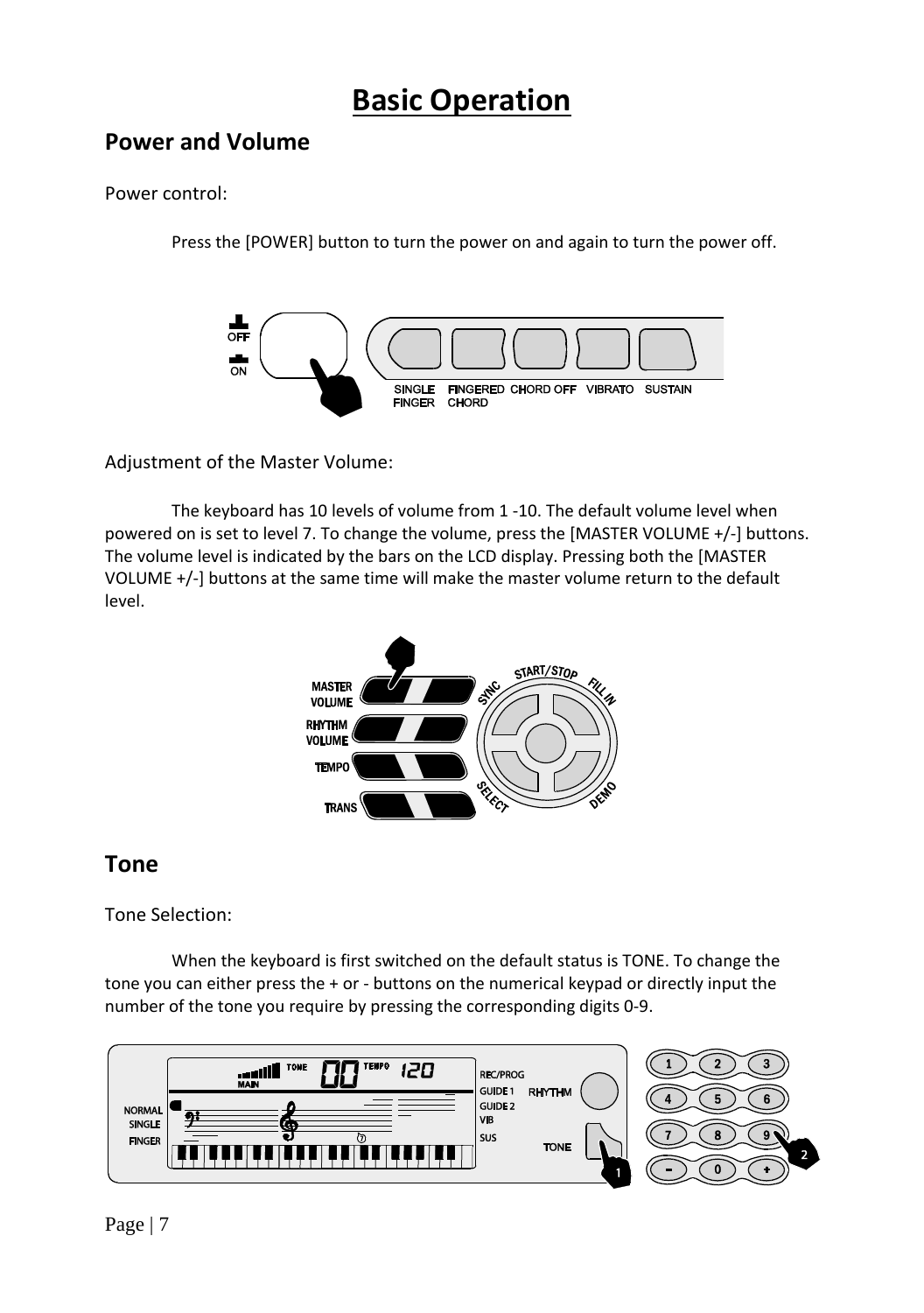# Basic Operation

## Power and Volume

Power control:

Press the [POWER] button to turn the power on and again to turn the power off.

Adjustment of the Master Volume:

The keyboard has 10 levels of volume from 1 -10. The default volume level when powered on is set to level 7. To change the volume, press the [MASTER VOLUME +/-] buttons. The volume level is indicated by the bars on the LCD display. Pressing both the [MASTER VOLUME +/-] buttons at the same time will make the master volume return to the default level.

## Tone

Tone Selection:

When the keyboard is first switched on the default status is TONE. To change the tone you can either press the + or - buttons on the numerical keypad or directly input the number of the tone you require by pressing the corresponding digits 0-9.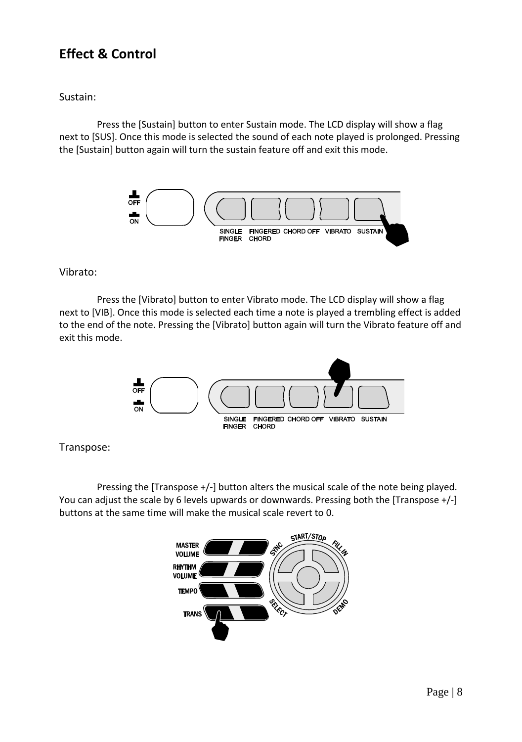# Effect & Control

Sustain:

Press the [Sustain] button to enter Sustain mode. The LCD display will show a flag next to [SUS]. Once this mode is selected the sound of each note played is prolonged. Pressing the [Sustain] button again will turn the sustain feature off and exit this mode.

Vibrato:

Press the [Vibrato] button to enter Vibrato mode. The LCD display will show a flag next to [VIB]. Once this mode is selected each time a note is played a trembling effect is added to the end of the note. Pressing the [Vibrato] button again will turn the Vibrato feature off and exit this mode.

Transpose:

Pressing the [Transpose +/-] button alters the musical scale of the note being played. You can adjust the scale by 6 levels upwards or downwards. Pressing both the [Transpose +/-] buttons at the same time will make the musical scale revert to 0.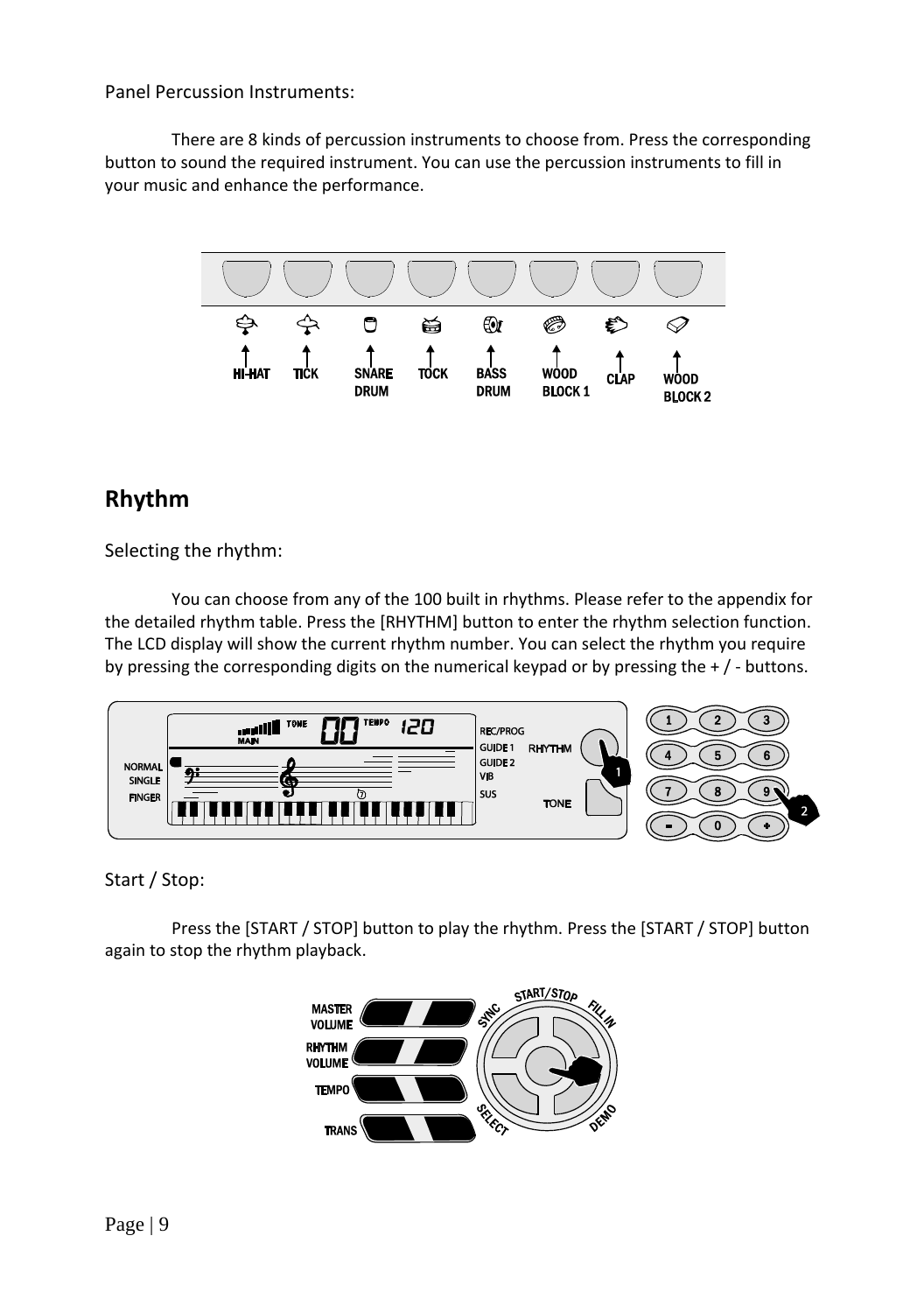Panel Percussion Instruments:

There are 8 kinds of percussion instruments to choose from. Press the corresponding button to sound the required instrument. You can use the percussion instruments to fill in your music and enhance the performance.

## Rhythm

Selecting the rhythm:

You can choose from any of the 100 built in rhythms. Please refer to the appendix for the detailed rhythm table. Press the [RHYTHM] button to enter the rhythm selection function. The LCD display will show the current rhythm number. You can select the rhythm you require by pressing the corresponding digits on the numerical keypad or by pressing the + / - buttons.

Start / Stop:

Press the [START / STOP] button to play the rhythm. Press the [START / STOP] button again to stop the rhythm playback.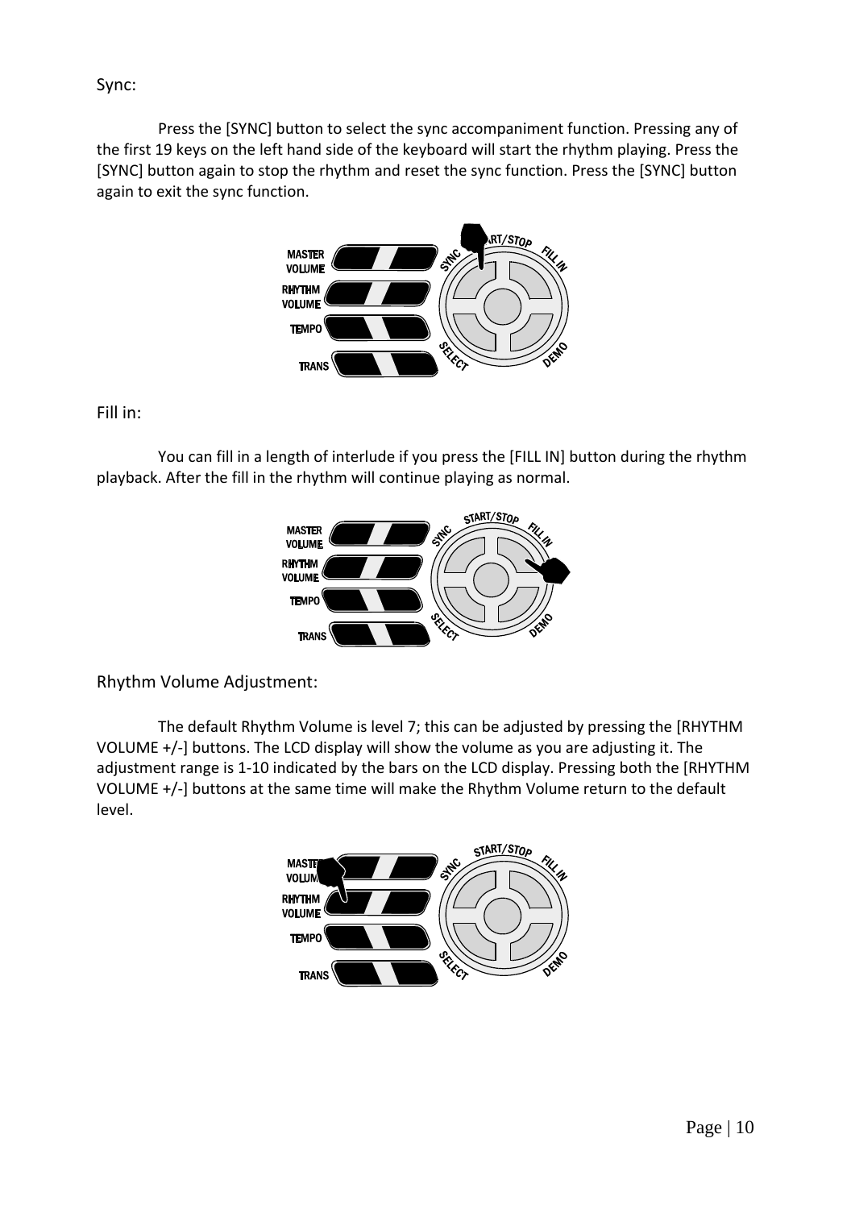Sync:

Press the [SYNC] button to select the sync accompaniment function. Pressing any of the first 19 keys on the left hand side of the keyboard will start the rhythm playing. Press the [SYNC] button again to stop the rhythm and reset the sync function. Press the [SYNC] button again to exit the sync function.

Fill in:

You can fill in a length of interlude if you press the [FILL IN] button during the rhythm playback. After the fill in the rhythm will continue playing as normal.

Rhythm Volume Adjustment:

The default Rhythm Volume is level 7; this can be adjusted by pressing the [RHYTHM VOLUME +/-] buttons. The LCD display will show the volume as you are adjusting it. The adjustment range is 1-10 indicated by the bars on the LCD display. Pressing both the [RHYTHM VOLUME +/-] buttons at the same time will make the Rhythm Volume return to the default level.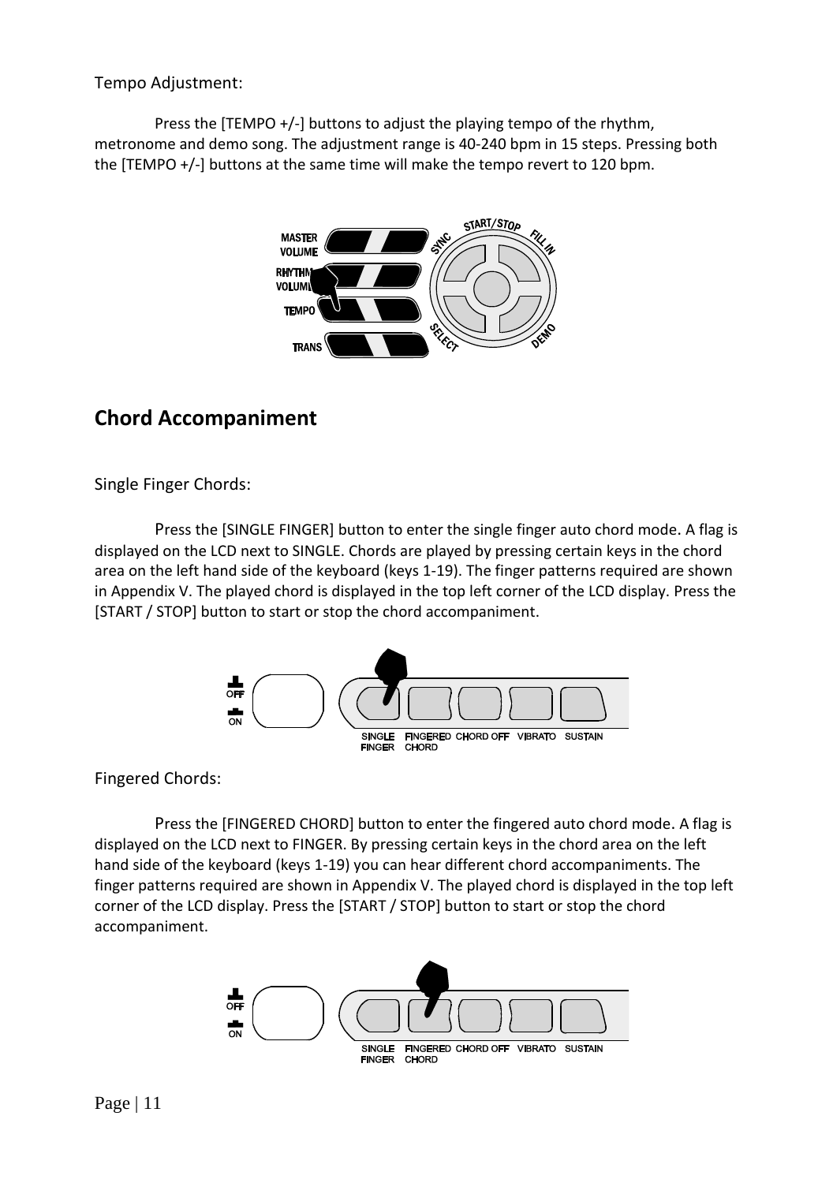Tempo Adjustment:

Press the [TEMPO +/-] buttons to adjust the playing tempo of the rhythm, metronome and demo song. The adjustment range is 40-240 bpm in 15 steps. Pressing both the [TEMPO +/-] buttons at the same time will make the tempo revert to 120 bpm.

## Chord Accompaniment

Single Finger Chords:

Press the [SINGLE FINGER] button to enter the single finger auto chord mode. A flag is displayed on the LCD next to SINGLE. Chords are played by pressing certain keys in the chord area on the left hand side of the keyboard (keys 1-19). The finger patterns required are shown in Appendix V. The played chord is displayed in the top left corner of the LCD display. Press the [START / STOP] button to start or stop the chord accompaniment.

Fingered Chords:

Press the [FINGERED CHORD] button to enter the fingered auto chord mode. A flag is displayed on the LCD next to FINGER. By pressing certain keys in the chord area on the left hand side of the keyboard (keys 1-19) you can hear different chord accompaniments. The finger patterns required are shown in Appendix V. The played chord is displayed in the top left corner of the LCD display. Press the [START / STOP] button to start or stop the chord accompaniment.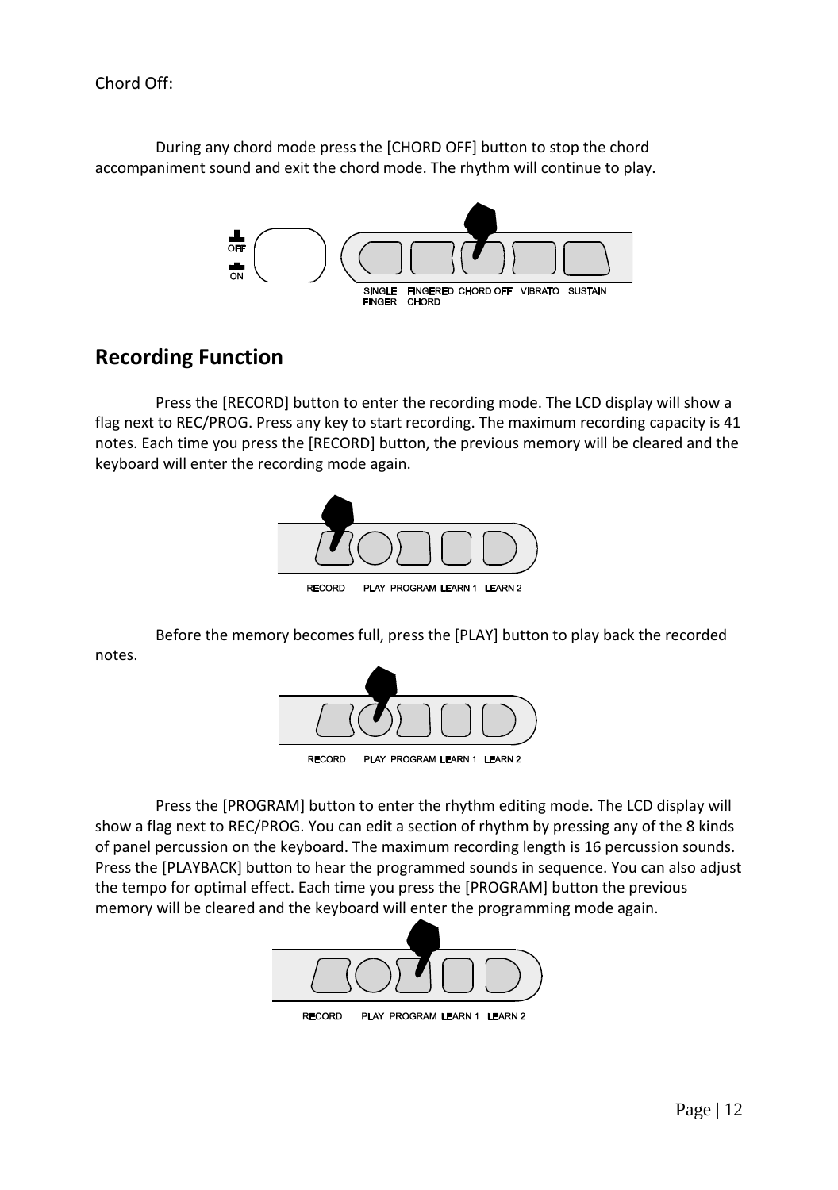Chord Off:

During any chord mode press the [CHORD OFF] button to stop the chord accompaniment sound and exit the chord mode. The rhythm will continue to play.

## Recording Function

Press the [RECORD] button to enter the recording mode. The LCD display will show a flag next to REC/PROG. Press any key to start recording. The maximum recording capacity is 41 notes. Each time you press the [RECORD] button, the previous memory will be cleared and the keyboard will enter the recording mode again.

Before the memory becomes full, press the [PLAY] button to play back the recorded notes.

Press the [PROGRAM] button to enter the rhythm editing mode. The LCD display will show a flag next to REC/PROG. You can edit a section of rhythm by pressing any of the 8 kinds of panel percussion on the keyboard. The maximum recording length is 16 percussion sounds. Press the [PLAYBACK] button to hear the programmed sounds in sequence. You can also adjust the tempo for optimal effect. Each time you press the [PROGRAM] button the previous memory will be cleared and the keyboard will enter the programming mode again.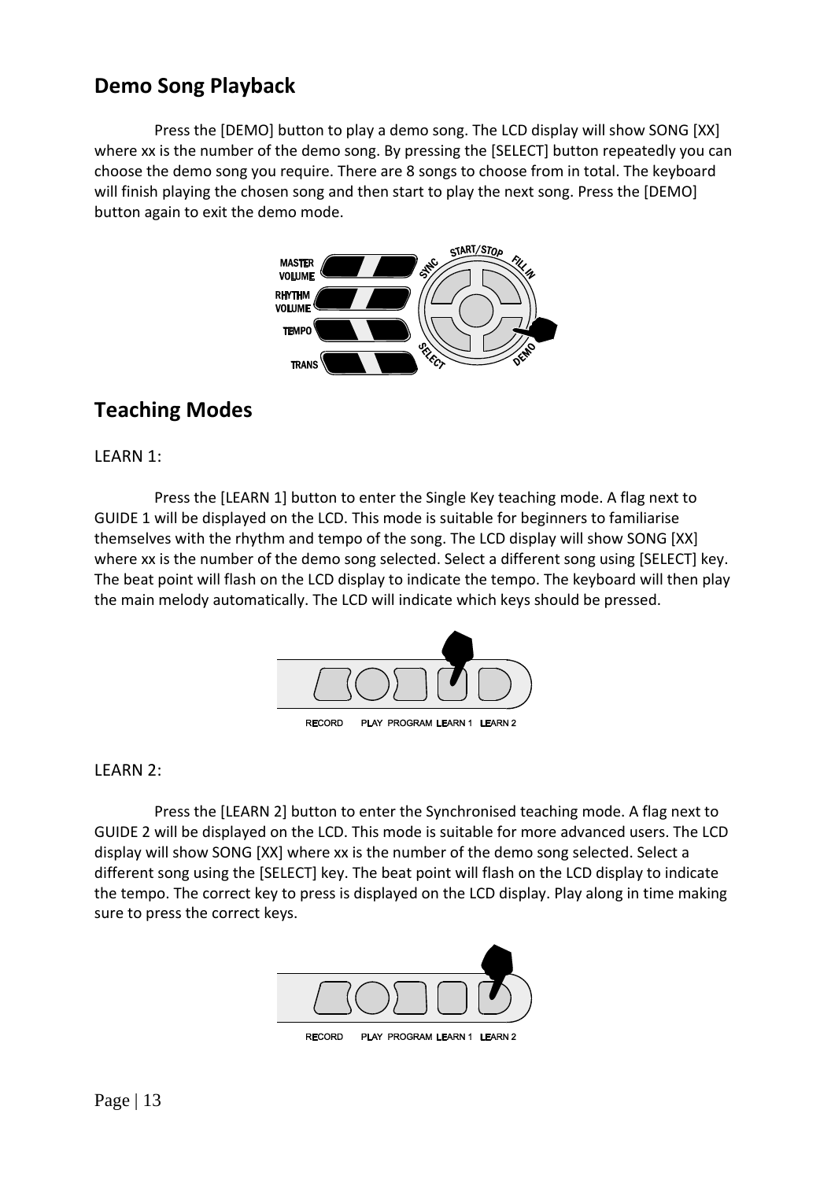## Demo Song Playback

Press the [DEMO] button to play a demo song. The LCD display will show SONG [XX] where xx is the number of the demo song. By pressing the [SELECT] button repeatedly you can choose the demo song you require. There are 8 songs to choose from in total. The keyboard will finish playing the chosen song and then start to play the next song. Press the [DEMO] button again to exit the demo mode.

## Teaching Modes

LEARN 1:

Press the [LEARN 1] button to enter the Single Key teaching mode. A flag next to GUIDE 1 will be displayed on the LCD. This mode is suitable for beginners to familiarise themselves with the rhythm and tempo of the song. The LCD display will show SONG [XX] where xx is the number of the demo song selected. Select a different song using [SELECT] key. The beat point will flash on the LCD display to indicate the tempo. The keyboard will then play the main melody automatically. The LCD will indicate which keys should be pressed.

LEARN 2:

Press the [LEARN 2] button to enter the Synchronised teaching mode. A flag next to GUIDE 2 will be displayed on the LCD. This mode is suitable for more advanced users. The LCD display will show SONG [XX] where xx is the number of the demo song selected. Select a different song using the [SELECT] key. The beat point will flash on the LCD display to indicate the tempo. The correct key to press is displayed on the LCD display. Play along in time making sure to press the correct keys.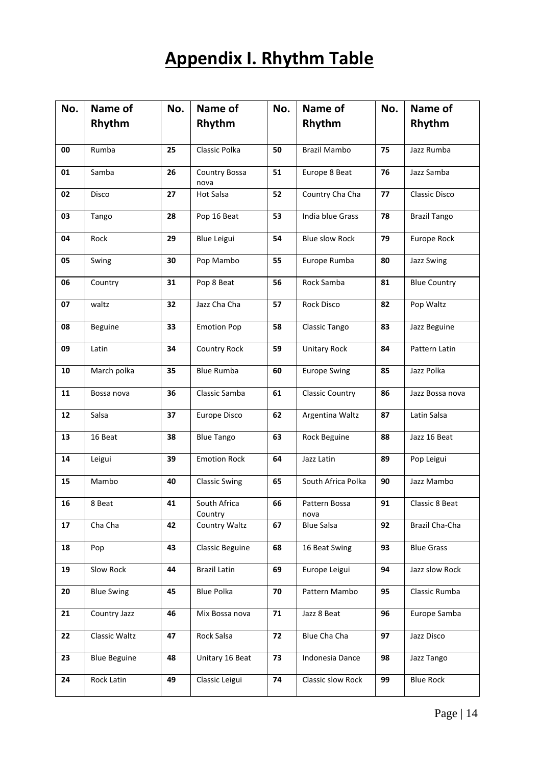# Appendix I. Rhythm Table

| No. | Name of Rhythm | No. | Name of Rhythm | No. | Name of Rhythm | No. | Name of Rhythm |
|---|---|---|---|---|---|---|---|
| 00 | Rumba | 25 | Classic Polka | 50 | Brazil Mambo | 75 | Jazz Rumba |
| 01 | Samba | 26 | Country Bossa nova | 51 | Europe 8 Beat | 76 | Jazz Samba |
| 02 | Disco | 27 | Hot Salsa | 52 | Country Cha Cha | 77 | Classic Disco |
| 03 | Tango | 28 | Pop 16 Beat | 53 | India blue Grass | 78 | Brazil Tango |
| 04 | Rock | 29 | Blue Leigui | 54 | Blue slow Rock | 79 | Europe Rock |
| 05 | Swing | 30 | Pop Mambo | 55 | Europe Rumba | 80 | Jazz Swing |
| 06 | Country | 31 | Pop 8 Beat | 56 | Rock Samba | 81 | Blue Country |
| 07 | waltz | 32 | Jazz Cha Cha | 57 | Rock Disco | 82 | Pop Waltz |
| 08 | Beguine | 33 | Emotion Pop | 58 | Classic Tango | 83 | Jazz Beguine |
| 09 | Latin | 34 | Country Rock | 59 | Unitary Rock | 84 | Pattern Latin |
| 10 | March polka | 35 | Blue Rumba | 60 | Europe Swing | 85 | Jazz Polka |
| 11 | Bossa nova | 36 | Classic Samba | 61 | Classic Country | 86 | Jazz Bossa nova |
| 12 | Salsa | 37 | Europe Disco | 62 | Argentina Waltz | 87 | Latin Salsa |
| 13 | 16 Beat | 38 | Blue Tango | 63 | Rock Beguine | 88 | Jazz 16 Beat |
| 14 | Leigui | 39 | Emotion Rock | 64 | Jazz Latin | 89 | Pop Leigui |
| 15 | Mambo | 40 | Classic Swing | 65 | South Africa Polka | 90 | Jazz Mambo |
| 16 | 8 Beat | 41 | South Africa Country | 66 | Pattern Bossa nova | 91 | Classic 8 Beat |
| 17 | Cha Cha | 42 | Country Waltz | 67 | Blue Salsa | 92 | Brazil Cha-Cha |
| 18 | Pop | 43 | Classic Beguine | 68 | 16 Beat Swing | 93 | Blue Grass |
| 19 | Slow Rock | 44 | Brazil Latin | 69 | Europe Leigui | 94 | Jazz slow Rock |
| 20 | Blue Swing | 45 | Blue Polka | 70 | Pattern Mambo | 95 | Classic Rumba |
| 21 | Country Jazz | 46 | Mix Bossa nova | 71 | Jazz 8 Beat | 96 | Europe Samba |
| 22 | Classic Waltz | 47 | Rock Salsa | 72 | Blue Cha Cha | 97 | Jazz Disco |
| 23 | Blue Beguine | 48 | Unitary 16 Beat | 73 | Indonesia Dance | 98 | Jazz Tango |
| 24 | Rock Latin | 49 | Classic Leigui | 74 | Classic slow Rock | 99 | Blue Rock |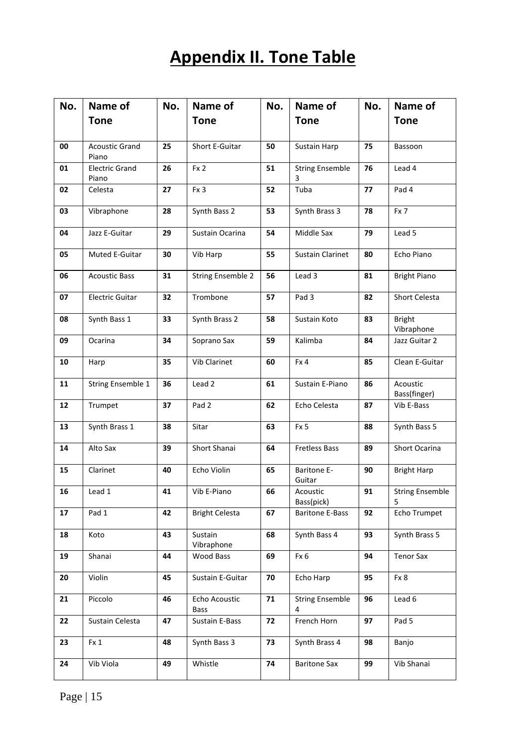# Appendix II. Tone Table

| No. | Name of Tone | No. | Name of Tone | No. | Name of Tone | No. | Name of Tone |
|---|---|---|---|---|---|---|---|
| 00 | Acoustic Grand Piano | 25 | Short E-Guitar | 50 | Sustain Harp | 75 | Bassoon |
| 01 | Electric Grand Piano | 26 | Fx 2 | 51 | String Ensemble 3 | 76 | Lead 4 |
| 02 | Celesta | 27 | Fx 3 | 52 | Tuba | 77 | Pad 4 |
| 03 | Vibraphone | 28 | Synth Bass 2 | 53 | Synth Brass 3 | 78 | Fx 7 |
| 04 | Jazz E-Guitar | 29 | Sustain Ocarina | 54 | Middle Sax | 79 | Lead 5 |
| 05 | Muted E-Guitar | 30 | Vib Harp | 55 | Sustain Clarinet | 80 | Echo Piano |
| 06 | Acoustic Bass | 31 | String Ensemble 2 | 56 | Lead 3 | 81 | Bright Piano |
| 07 | Electric Guitar | 32 | Trombone | 57 | Pad 3 | 82 | Short Celesta |
| 08 | Synth Bass 1 | 33 | Synth Brass 2 | 58 | Sustain Koto | 83 | Bright Vibraphone |
| 09 | Ocarina | 34 | Soprano Sax | 59 | Kalimba | 84 | Jazz Guitar 2 |
| 10 | Harp | 35 | Vib Clarinet | 60 | Fx 4 | 85 | Clean E-Guitar |
| 11 | String Ensemble 1 | 36 | Lead 2 | 61 | Sustain E-Piano | 86 | Acoustic Bass(finger) |
| 12 | Trumpet | 37 | Pad 2 | 62 | Echo Celesta | 87 | Vib E-Bass |
| 13 | Synth Brass 1 | 38 | Sitar | 63 | Fx 5 | 88 | Synth Bass 5 |
| 14 | Alto Sax | 39 | Short Shanai | 64 | Fretless Bass | 89 | Short Ocarina |
| 15 | Clarinet | 40 | Echo Violin | 65 | Baritone E-Guitar | 90 | Bright Harp |
| 16 | Lead 1 | 41 | Vib E-Piano | 66 | Acoustic Bass(pick) | 91 | String Ensemble 5 |
| 17 | Pad 1 | 42 | Bright Celesta | 67 | Baritone E-Bass | 92 | Echo Trumpet |
| 18 | Koto | 43 | Sustain Vibraphone | 68 | Synth Bass 4 | 93 | Synth Brass 5 |
| 19 | Shanai | 44 | Wood Bass | 69 | Fx 6 | 94 | Tenor Sax |
| 20 | Violin | 45 | Sustain E-Guitar | 70 | Echo Harp | 95 | Fx 8 |
| 21 | Piccolo | 46 | Echo Acoustic Bass | 71 | String Ensemble 4 | 96 | Lead 6 |
| 22 | Sustain Celesta | 47 | Sustain E-Bass | 72 | French Horn | 97 | Pad 5 |
| 23 | Fx 1 | 48 | Synth Bass 3 | 73 | Synth Brass 4 | 98 | Banjo |
| 24 | Vib Viola | 49 | Whistle | 74 | Baritone Sax | 99 | Vib Shanai |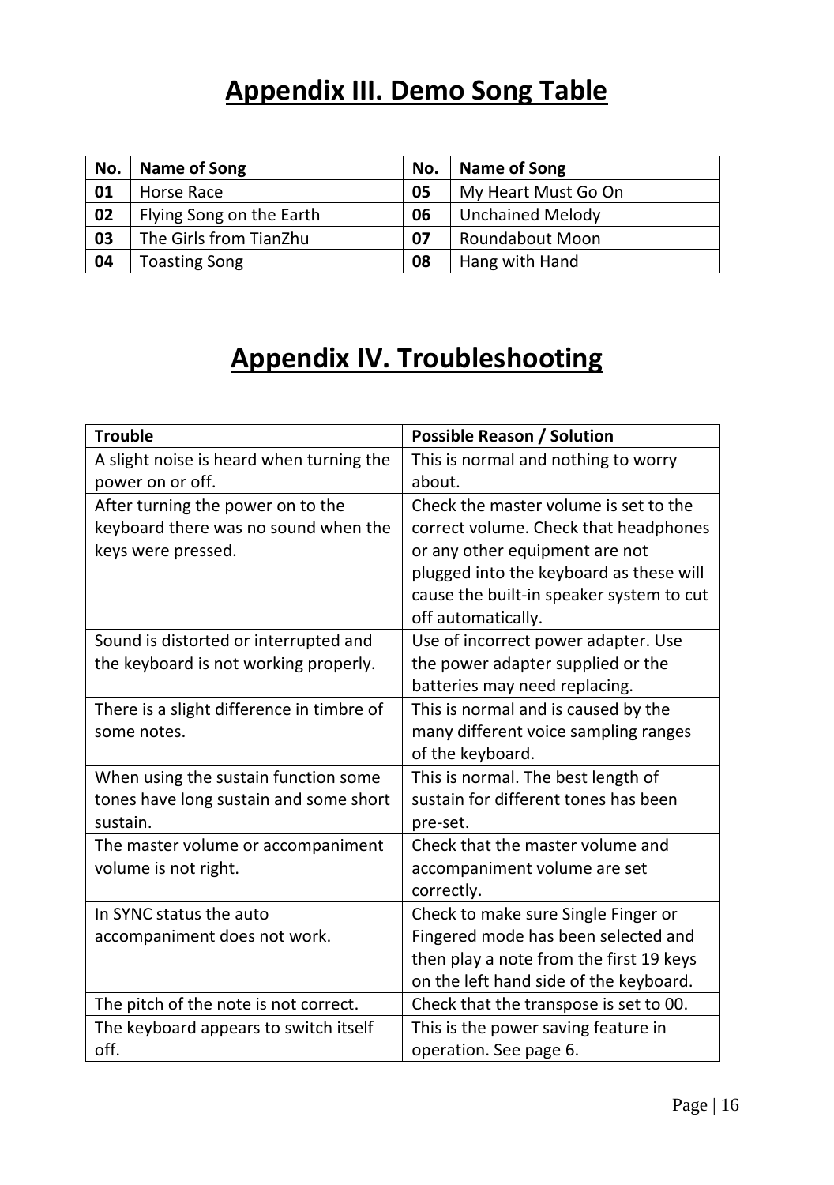# Appendix III. Demo Song Table

| No. | Name of Song | No. | Name of Song |
|---|---|---|---|
| 01 | Horse Race | 05 | My Heart Must Go On |
| 02 | Flying Song on the Earth | 06 | Unchained Melody |
| 03 | The Girls from TianZhu | 07 | Roundabout Moon |
| 04 | Toasting Song | 08 | Hang with Hand |

# Appendix IV. Troubleshooting

| Trouble | Possible Reason / Solution |
|---|---|
| A slight noise is heard when turning the power on or off. | This is normal and nothing to worry about. |
| After turning the power on to the keyboard there was no sound when the keys were pressed. | Check the master volume is set to the correct volume. Check that headphones or any other equipment are not plugged into the keyboard as these will cause the built-in speaker system to cut off automatically. |
| Sound is distorted or interrupted and the keyboard is not working properly. | Use of incorrect power adapter. Use the power adapter supplied or the batteries may need replacing. |
| There is a slight difference in timbre of some notes. | This is normal and is caused by the many different voice sampling ranges of the keyboard. |
| When using the sustain function some tones have long sustain and some short sustain. | This is normal. The best length of sustain for different tones has been pre-set. |
| The master volume or accompaniment volume is not right. | Check that the master volume and accompaniment volume are set correctly. |
| In SYNC status the auto accompaniment does not work. | Check to make sure Single Finger or Fingered mode has been selected and then play a note from the first 19 keys on the left hand side of the keyboard. |
| The pitch of the note is not correct. | Check that the transpose is set to 00. |
| The keyboard appears to switch itself off. | This is the power saving feature in operation. See page 6. |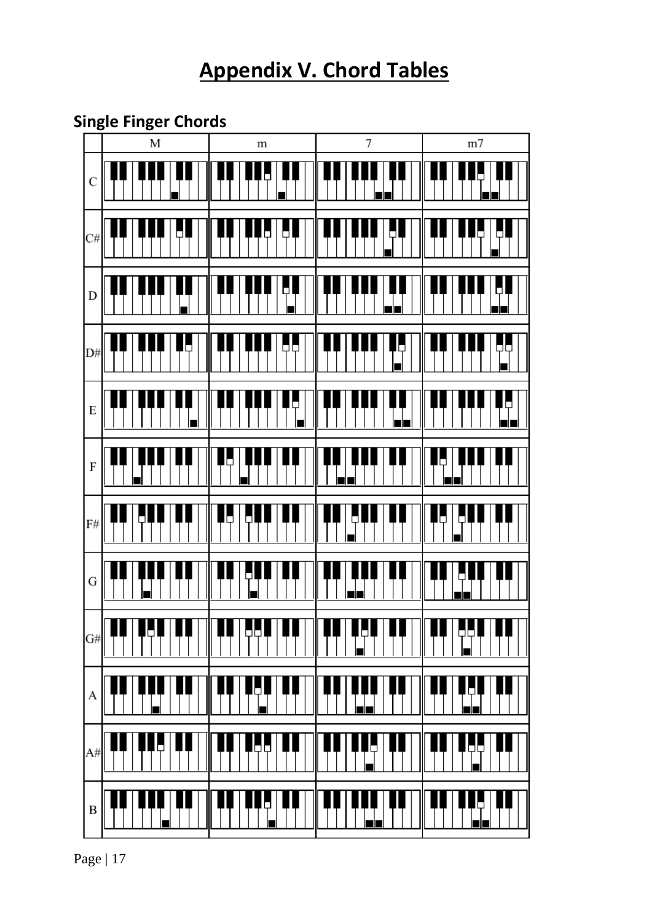# Appendix V. Chord Tables

## Single Finger Chords

|  | M | m | 7 | m7 |
|---|---|---|---|---|
| C |  |  |  |  |
| C# |  |  |  |  |
| D |  |  |  |  |
| D# |  |  |  |  |
| E |  |  |  |  |
| F |  |  |  |  |
| F# |  |  |  |  |
| G |  |  |  |  |
| G# |  |  |  |  |
| A |  |  |  |  |
| A# |  |  |  |  |
| B |  |  |  |  |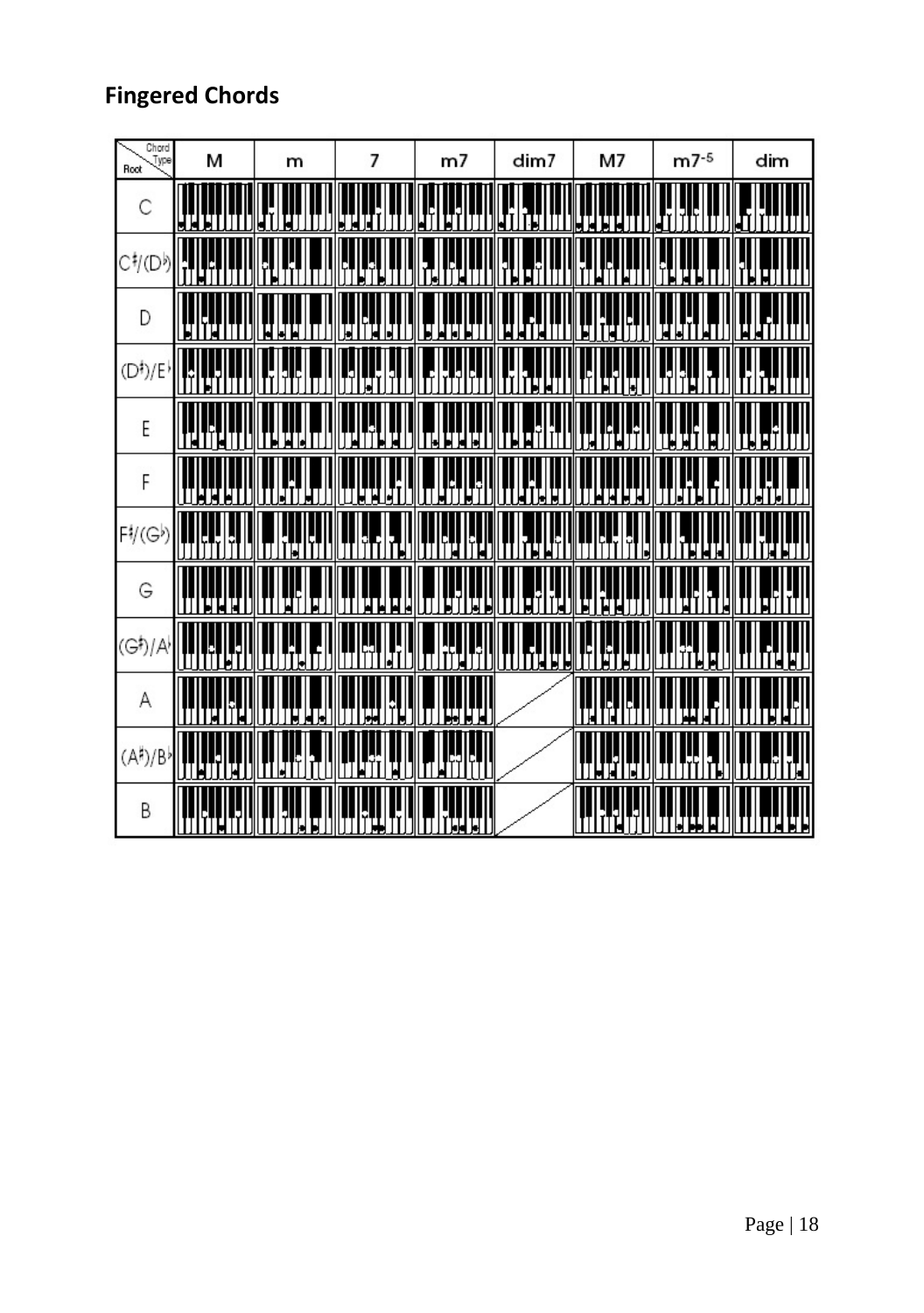## Fingered Chords

| Chord Type / Root | M | m | 7 | m7 | dim7 | M7 | m7-5 | dim |
|---|---|---|---|---|---|---|---|---|
| C | | | | | | | | |
| C♯/(D♭) | | | | | | | | |
| D | | | | | | | | |
| (D♯)/E♭ | | | | | | | | |
| E | | | | | | | | |
| F | | | | | | | | |
| F♯/(G♭) | | | | | | | | |
| G | | | | | | | | |
| (G♯)/A♭ | | | | | | | | |
| A | | | | | | | | |
| (A♯)/B♭ | | | | | | | | |
| B | | | | | | | | |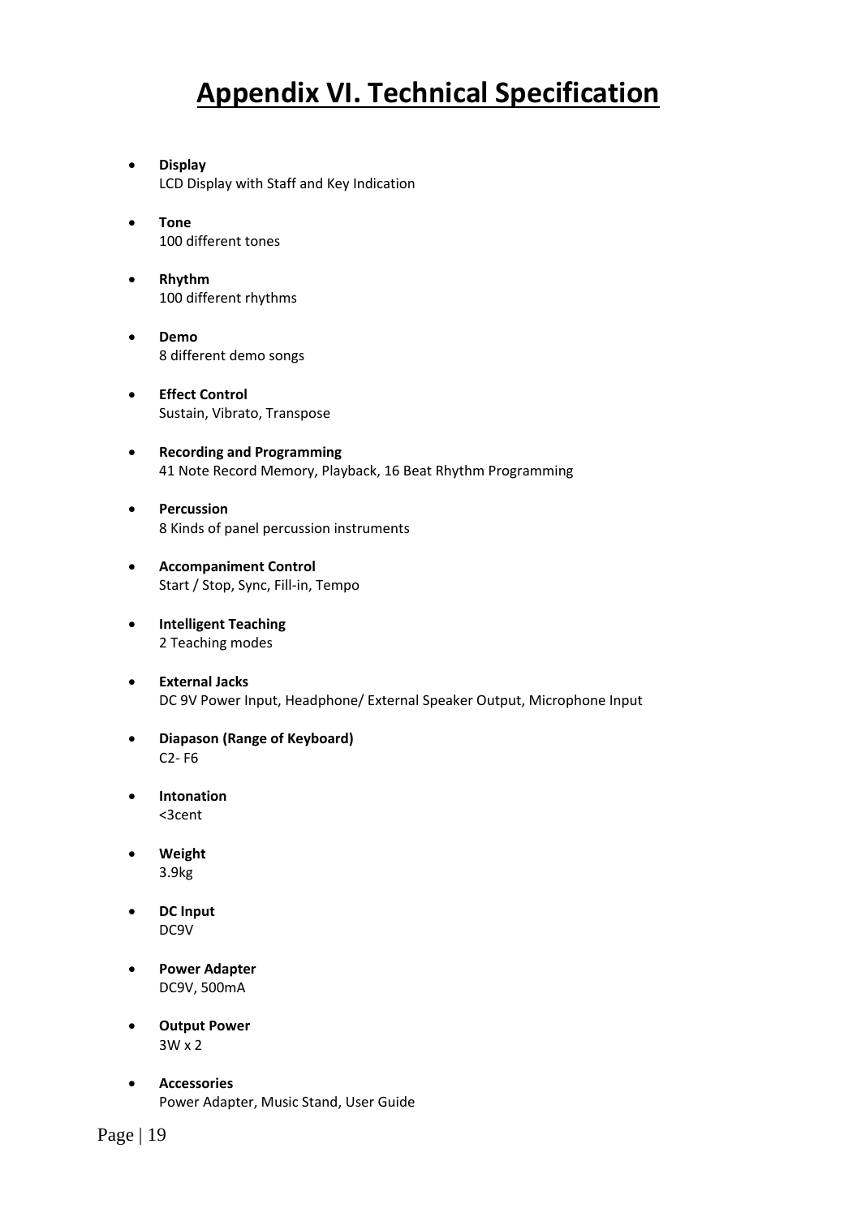# Appendix VI. Technical Specification

- **Display**
  LCD Display with Staff and Key Indication

- **Tone**
  100 different tones

- **Rhythm**
  100 different rhythms

- **Demo**
  8 different demo songs

- **Effect Control**
  Sustain, Vibrato, Transpose

- **Recording and Programming**
  41 Note Record Memory, Playback, 16 Beat Rhythm Programming

- **Percussion**
  8 Kinds of panel percussion instruments

- **Accompaniment Control**
  Start / Stop, Sync, Fill-in, Tempo

- **Intelligent Teaching**
  2 Teaching modes

- **External Jacks**
  DC 9V Power Input, Headphone/ External Speaker Output, Microphone Input

- **Diapason (Range of Keyboard)**
  C2- F6

- **Intonation**
  <3cent

- **Weight**
  3.9kg

- **DC Input**
  DC9V

- **Power Adapter**
  DC9V, 500mA

- **Output Power**
  3W x 2

- **Accessories**
  Power Adapter, Music Stand, User Guide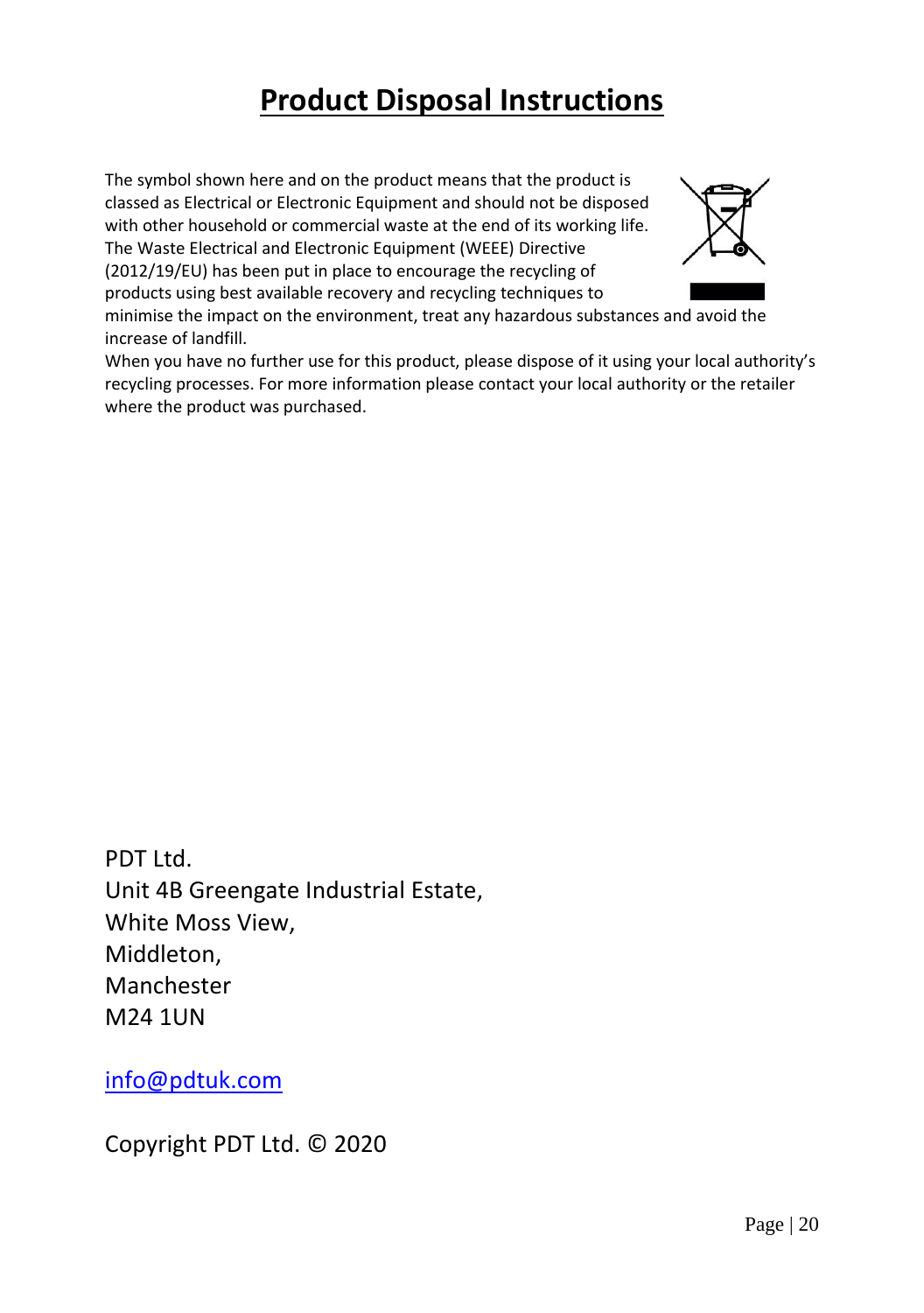# Product Disposal Instructions

The symbol shown here and on the product means that the product is classed as Electrical or Electronic Equipment and should not be disposed with other household or commercial waste at the end of its working life. The Waste Electrical and Electronic Equipment (WEEE) Directive (2012/19/EU) has been put in place to encourage the recycling of products using best available recovery and recycling techniques to minimise the impact on the environment, treat any hazardous substances and avoid the increase of landfill.
When you have no further use for this product, please dispose of it using your local authority's recycling processes. For more information please contact your local authority or the retailer where the product was purchased.

PDT Ltd.
Unit 4B Greengate Industrial Estate,
White Moss View,
Middleton,
Manchester
M24 1UN

info@pdtuk.com

Copyright PDT Ltd. © 2020